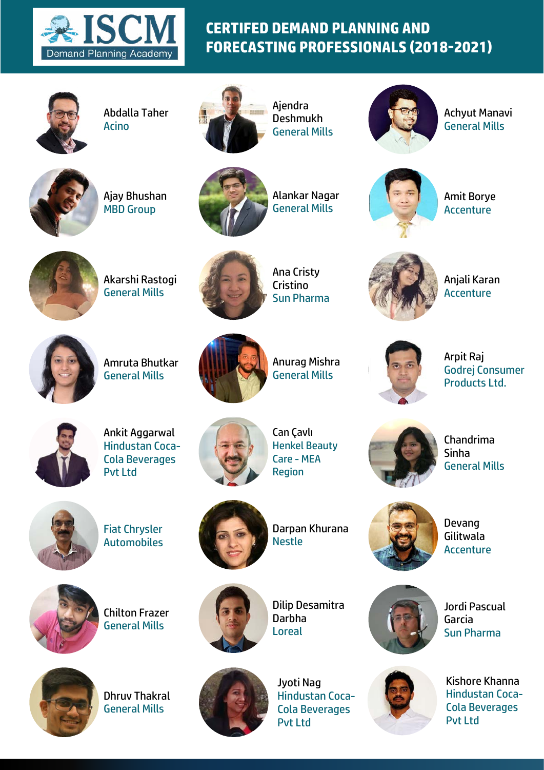ISCM
Demand Planning Academy

# CERTIFED DEMAND PLANNING AND FORECASTING PROFESSIONALS (2018-2021)

Abdalla Taher
Acino

Ajendra Deshmukh
General Mills

Achyut Manavi
General Mills

Ajay Bhushan
MBD Group

Alankar Nagar
General Mills

Amit Borye
Accenture

Akarshi Rastogi
General Mills

Ana Cristy Cristino
Sun Pharma

Anjali Karan
Accenture

Amruta Bhutkar
General Mills

Anurag Mishra
General Mills

Arpit Raj
Godrej Consumer Products Ltd.

Ankit Aggarwal
Hindustan Coca-Cola Beverages Pvt Ltd

Can Çavlı
Henkel Beauty Care - MEA Region

Chandrima Sinha
General Mills

Fiat Chrysler Automobiles

Darpan Khurana
Nestle

Devang Gilitwala
Accenture

Chilton Frazer
General Mills

Dilip Desamitra Darbha
Loreal

Jordi Pascual Garcia
Sun Pharma

Dhruv Thakral
General Mills

Jyoti Nag
Hindustan Coca-Cola Beverages Pvt Ltd

Kishore Khanna
Hindustan Coca-Cola Beverages Pvt Ltd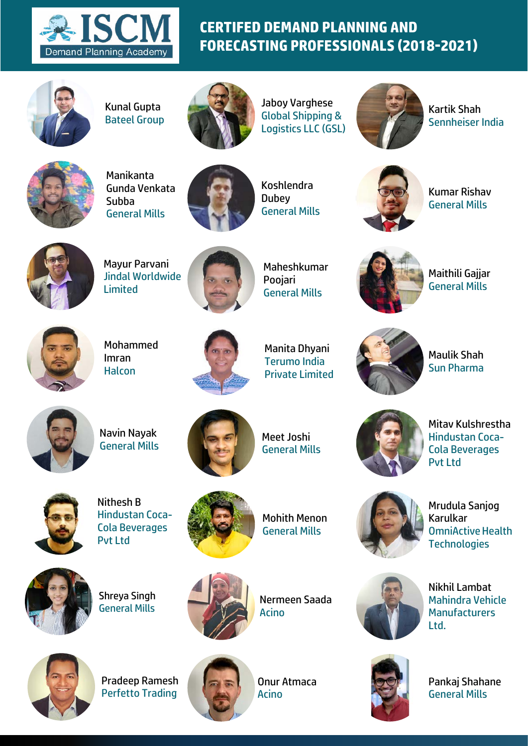# CERTIFED DEMAND PLANNING AND FORECASTING PROFESSIONALS (2018-2021)

ISCM Demand Planning Academy

Kunal Gupta
Bateel Group

Jaboy Varghese
Global Shipping & Logistics LLC (GSL)

Kartik Shah
Sennheiser India

Manikanta Gunda Venkata Subba
General Mills

Koshlendra Dubey
General Mills

Kumar Rishav
General Mills

Mayur Parvani
Jindal Worldwide Limited

Maheshkumar Poojari
General Mills

Maithili Gajjar
General Mills

Mohammed Imran
Halcon

Manita Dhyani
Terumo India Private Limited

Maulik Shah
Sun Pharma

Navin Nayak
General Mills

Meet Joshi
General Mills

Mitav Kulshrestha
Hindustan Coca-Cola Beverages Pvt Ltd

Nithesh B
Hindustan Coca-Cola Beverages Pvt Ltd

Mohith Menon
General Mills

Mrudula Sanjog Karulkar
OmniActive Health Technologies

Shreya Singh
General Mills

Nermeen Saada
Acino

Nikhil Lambat
Mahindra Vehicle Manufacturers Ltd.

Pradeep Ramesh
Perfetto Trading

Onur Atmaca
Acino

Pankaj Shahane
General Mills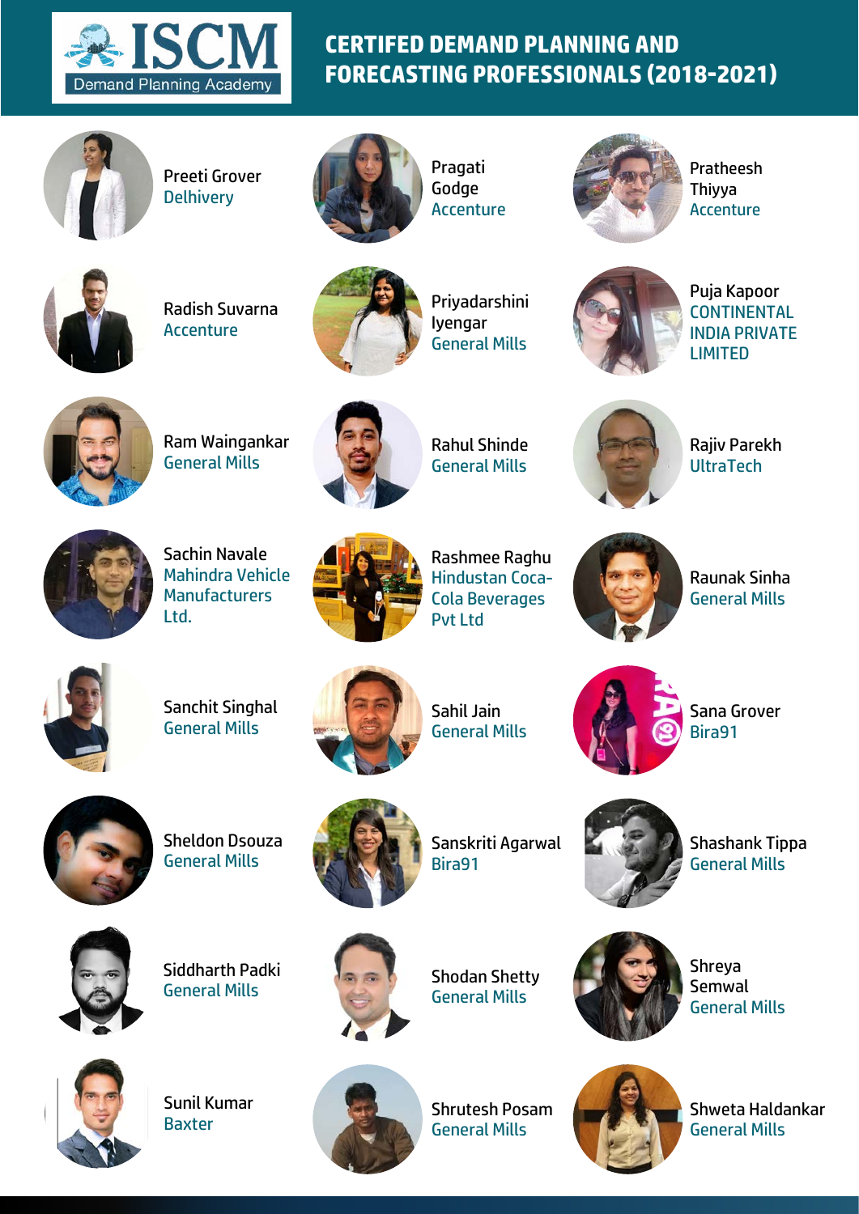# CERTIFED DEMAND PLANNING AND FORECASTING PROFESSIONALS (2018-2021)

ISCM Demand Planning Academy

Preeti Grover
Delhivery

Pragati Godge
Accenture

Pratheesh Thiyya
Accenture

Radish Suvarna
Accenture

Priyadarshini Iyengar
General Mills

Puja Kapoor
CONTINENTAL INDIA PRIVATE LIMITED

Ram Waingankar
General Mills

Rahul Shinde
General Mills

Rajiv Parekh
UltraTech

Sachin Navale
Mahindra Vehicle Manufacturers Ltd.

Rashmee Raghu
Hindustan Coca-Cola Beverages Pvt Ltd

Raunak Sinha
General Mills

Sanchit Singhal
General Mills

Sahil Jain
General Mills

Sana Grover
Bira91

Sheldon Dsouza
General Mills

Sanskriti Agarwal
Bira91

Shashank Tippa
General Mills

Siddharth Padki
General Mills

Shodan Shetty
General Mills

Shreya Semwal
General Mills

Sunil Kumar
Baxter

Shrutesh Posam
General Mills

Shweta Haldankar
General Mills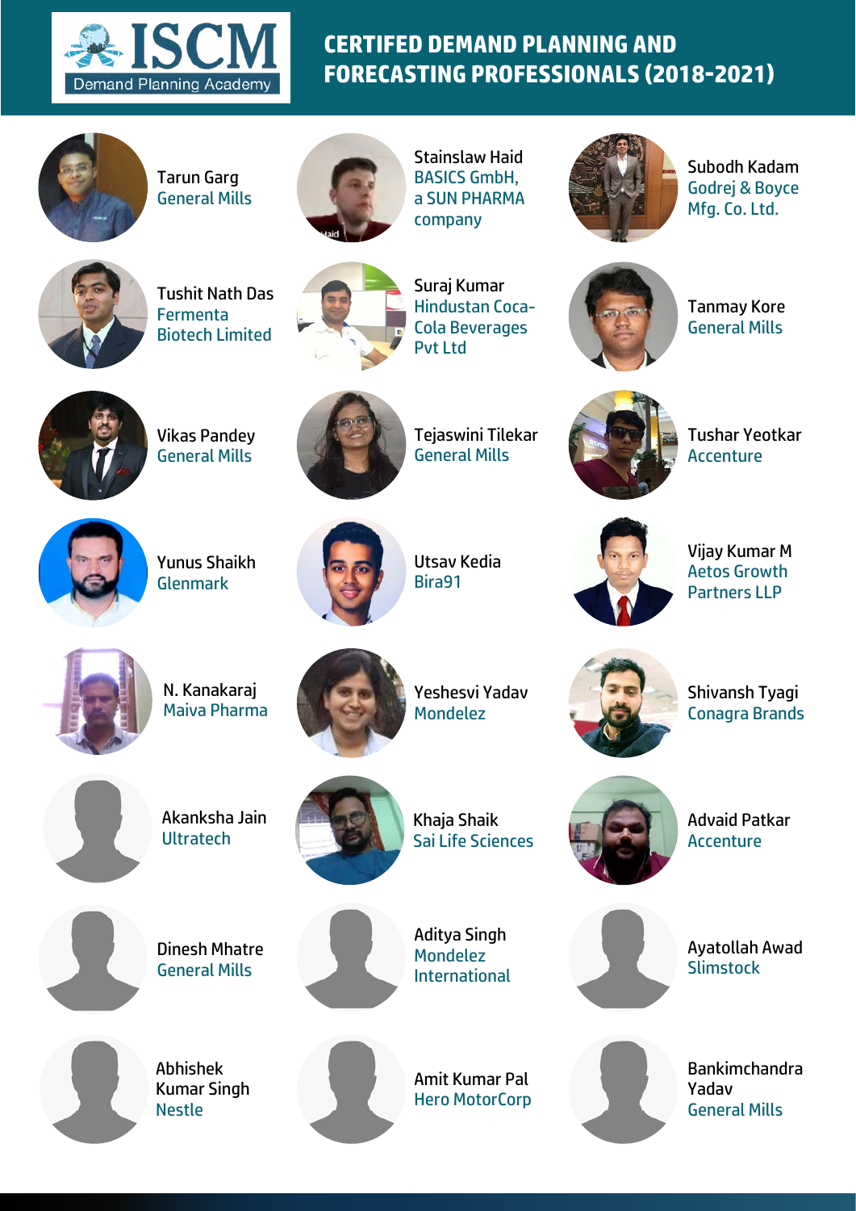ISCM Demand Planning Academy

# CERTIFED DEMAND PLANNING AND FORECASTING PROFESSIONALS (2018-2021)

Tarun Garg
General Mills

Stainslaw Haid
BASICS GmbH, a SUN PHARMA company

Subodh Kadam
Godrej & Boyce Mfg. Co. Ltd.

Tushit Nath Das
Fermenta Biotech Limited

Suraj Kumar
Hindustan Coca-Cola Beverages Pvt Ltd

Tanmay Kore
General Mills

Vikas Pandey
General Mills

Tejaswini Tilekar
General Mills

Tushar Yeotkar
Accenture

Yunus Shaikh
Glenmark

Utsav Kedia
Bira91

Vijay Kumar M
Aetos Growth Partners LLP

N. Kanakaraj
Maiva Pharma

Yeshesvi Yadav
Mondelez

Shivansh Tyagi
Conagra Brands

Akanksha Jain
Ultratech

Khaja Shaik
Sai Life Sciences

Advaid Patkar
Accenture

Dinesh Mhatre
General Mills

Aditya Singh
Mondelez International

Ayatollah Awad
Slimstock

Abhishek Kumar Singh
Nestle

Amit Kumar Pal
Hero MotorCorp

Bankimchandra Yadav
General Mills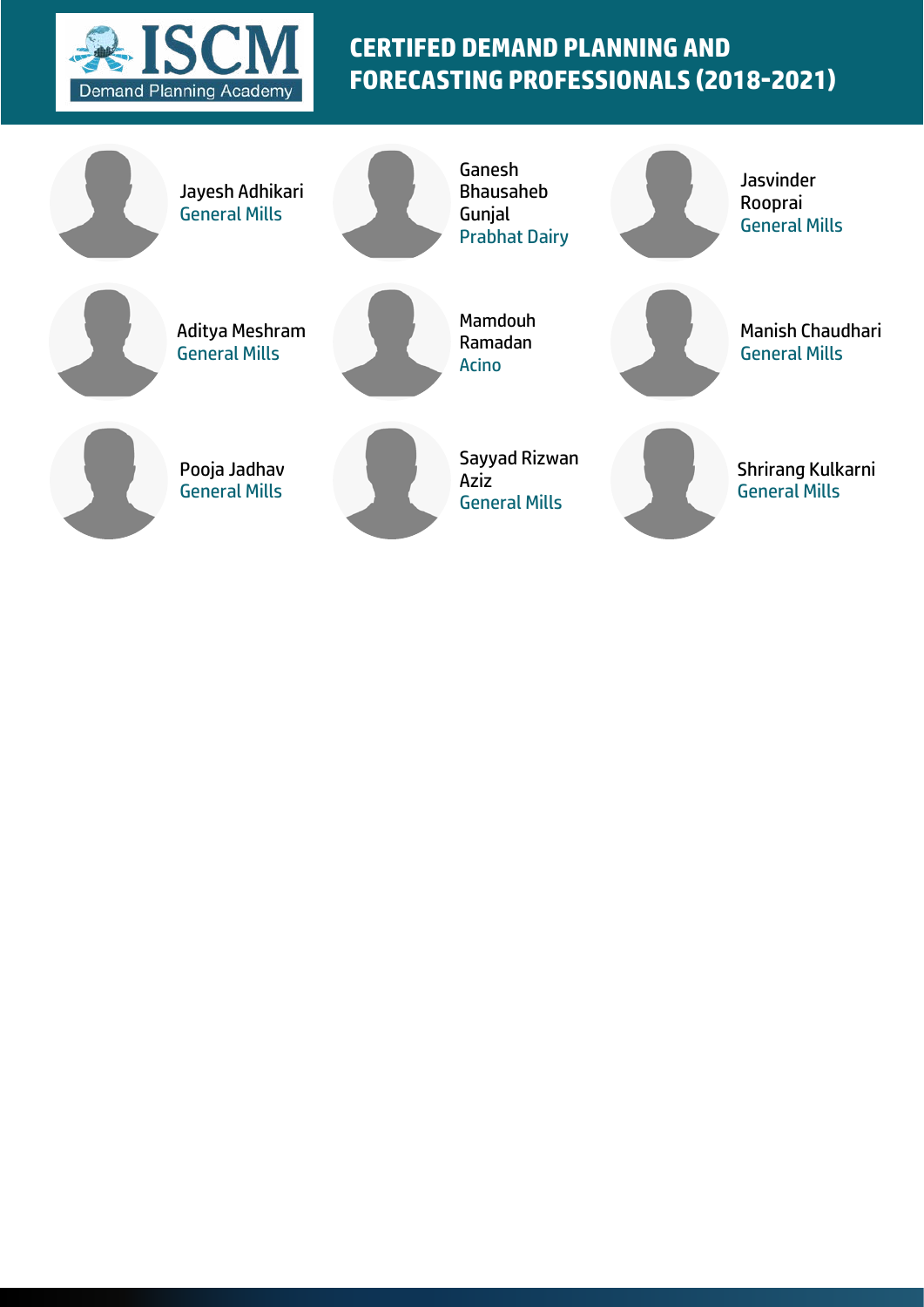ISCM Demand Planning Academy

# CERTIFED DEMAND PLANNING AND FORECASTING PROFESSIONALS (2018-2021)

Jayesh Adhikari
General Mills

Ganesh Bhausaheb Gunjal
Prabhat Dairy

Jasvinder Rooprai
General Mills

Aditya Meshram
General Mills

Mamdouh Ramadan
Acino

Manish Chaudhari
General Mills

Pooja Jadhav
General Mills

Sayyad Rizwan Aziz
General Mills

Shrirang Kulkarni
General Mills